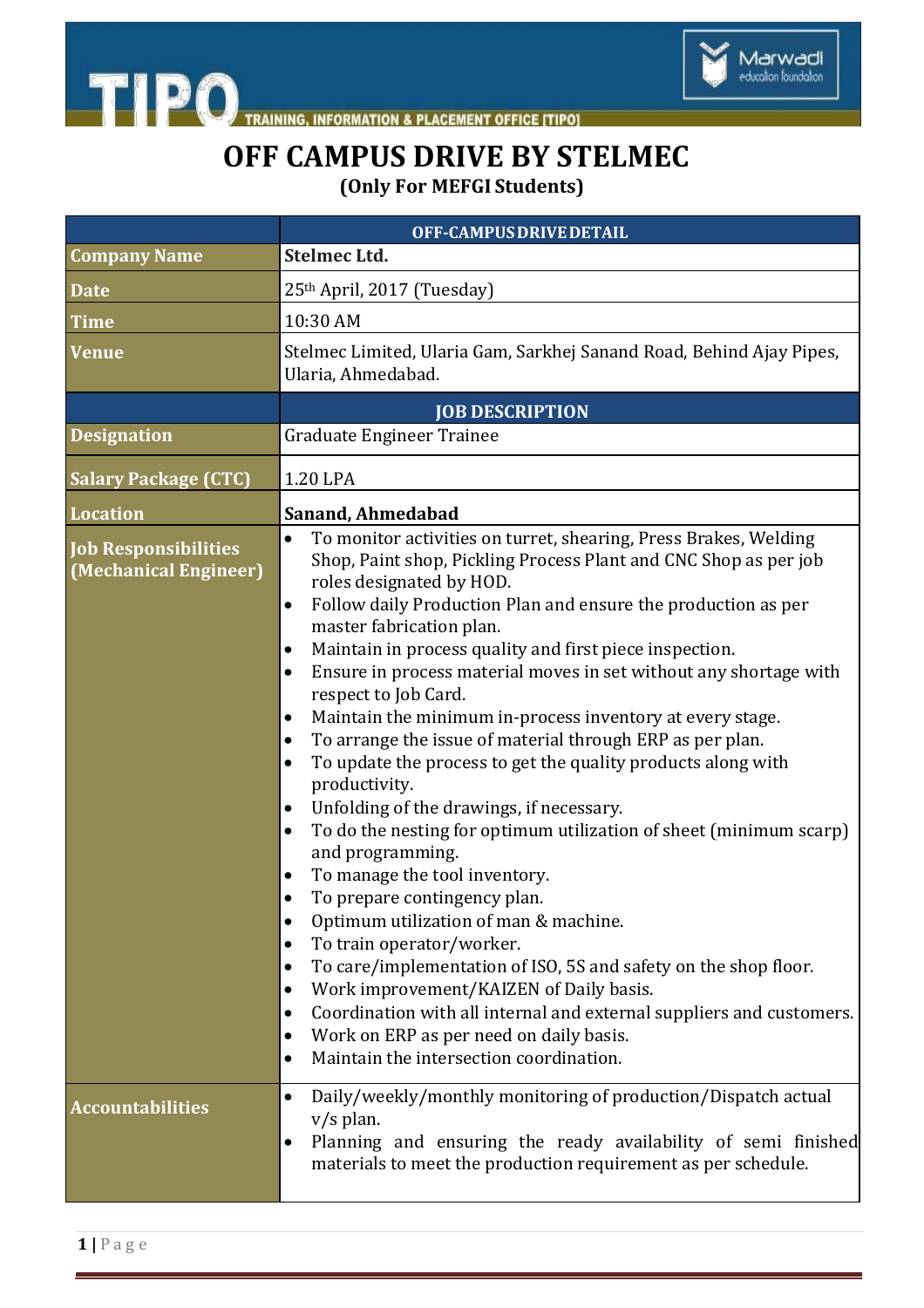# OFF CAMPUS DRIVE BY STELMEC

**(Only For MEFGI Students)**

| | OFF-CAMPUS DRIVE DETAIL |
|---|---|
| **Company Name** | **Stelmec Ltd.** |
| **Date** | 25th April, 2017 (Tuesday) |
| **Time** | 10:30 AM |
| **Venue** | Stelmec Limited, Ularia Gam, Sarkhej Sanand Road, Behind Ajay Pipes, Ularia, Ahmedabad. |
| | **JOB DESCRIPTION** |
| **Designation** | Graduate Engineer Trainee |
| **Salary Package (CTC)** | 1.20 LPA |
| **Location** | **Sanand, Ahmedabad** |
| **Job Responsibilities (Mechanical Engineer)** | • To monitor activities on turret, shearing, Press Brakes, Welding Shop, Paint shop, Pickling Process Plant and CNC Shop as per job roles designated by HOD.<br>• Follow daily Production Plan and ensure the production as per master fabrication plan.<br>• Maintain in process quality and first piece inspection.<br>• Ensure in process material moves in set without any shortage with respect to Job Card.<br>• Maintain the minimum in-process inventory at every stage.<br>• To arrange the issue of material through ERP as per plan.<br>• To update the process to get the quality products along with productivity.<br>• Unfolding of the drawings, if necessary.<br>• To do the nesting for optimum utilization of sheet (minimum scarp) and programming.<br>• To manage the tool inventory.<br>• To prepare contingency plan.<br>• Optimum utilization of man & machine.<br>• To train operator/worker.<br>• To care/implementation of ISO, 5S and safety on the shop floor.<br>• Work improvement/KAIZEN of Daily basis.<br>• Coordination with all internal and external suppliers and customers.<br>• Work on ERP as per need on daily basis.<br>• Maintain the intersection coordination. |
| **Accountabilities** | • Daily/weekly/monthly monitoring of production/Dispatch actual v/s plan.<br>• Planning and ensuring the ready availability of semi finished materials to meet the production requirement as per schedule. |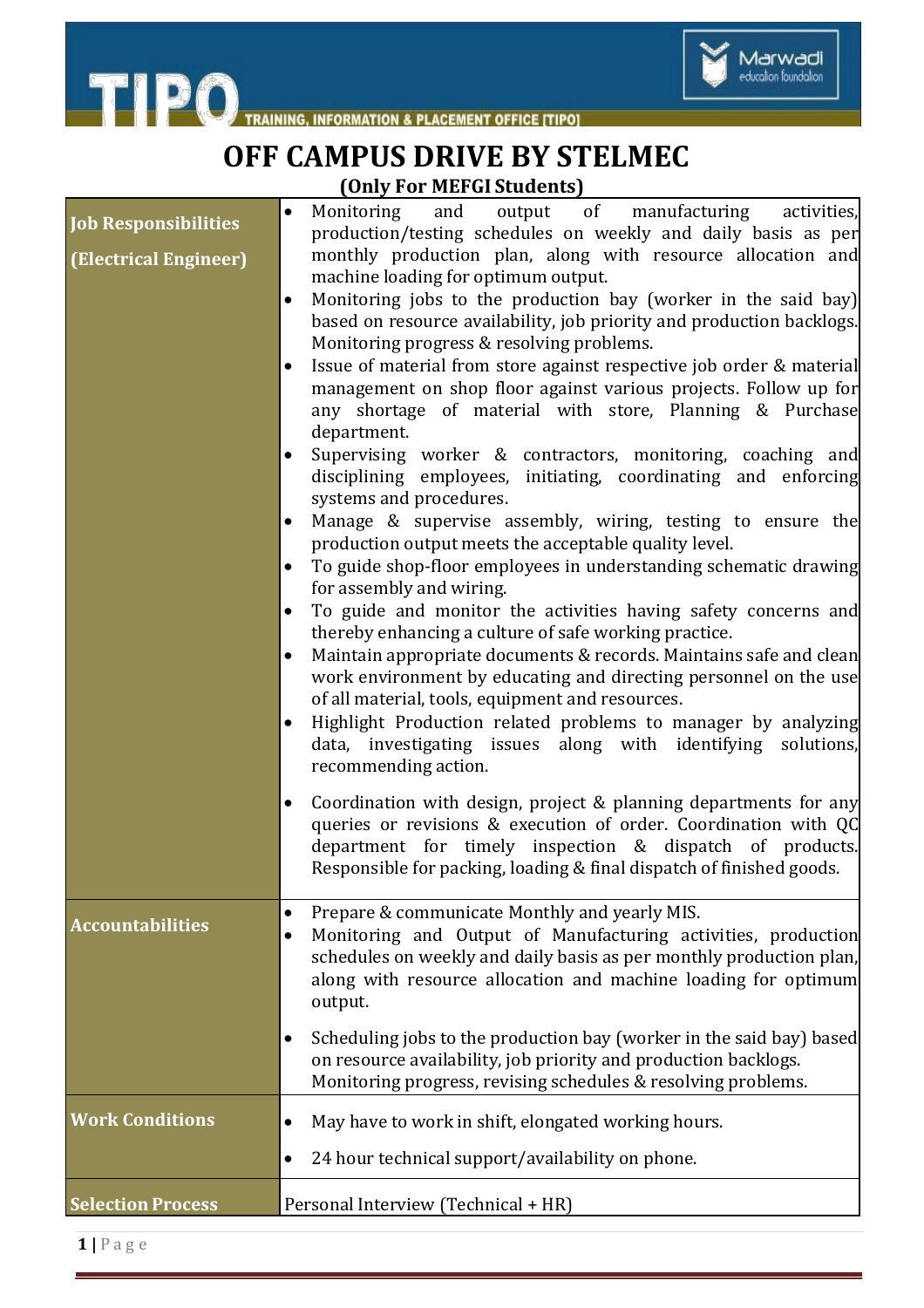# OFF CAMPUS DRIVE BY STELMEC

**(Only For MEFGI Students)**

| | |
|---|---|
| **Job Responsibilities (Electrical Engineer)** | • Monitoring and output of manufacturing activities, production/testing schedules on weekly and daily basis as per monthly production plan, along with resource allocation and machine loading for optimum output.<br>• Monitoring jobs to the production bay (worker in the said bay) based on resource availability, job priority and production backlogs. Monitoring progress & resolving problems.<br>• Issue of material from store against respective job order & material management on shop floor against various projects. Follow up for any shortage of material with store, Planning & Purchase department.<br>• Supervising worker & contractors, monitoring, coaching and disciplining employees, initiating, coordinating and enforcing systems and procedures.<br>• Manage & supervise assembly, wiring, testing to ensure the production output meets the acceptable quality level.<br>• To guide shop-floor employees in understanding schematic drawing for assembly and wiring.<br>• To guide and monitor the activities having safety concerns and thereby enhancing a culture of safe working practice.<br>• Maintain appropriate documents & records. Maintains safe and clean work environment by educating and directing personnel on the use of all material, tools, equipment and resources.<br>• Highlight Production related problems to manager by analyzing data, investigating issues along with identifying solutions, recommending action.<br>• Coordination with design, project & planning departments for any queries or revisions & execution of order. Coordination with QC department for timely inspection & dispatch of products. Responsible for packing, loading & final dispatch of finished goods. |
| **Accountabilities** | • Prepare & communicate Monthly and yearly MIS.<br>• Monitoring and Output of Manufacturing activities, production schedules on weekly and daily basis as per monthly production plan, along with resource allocation and machine loading for optimum output.<br>• Scheduling jobs to the production bay (worker in the said bay) based on resource availability, job priority and production backlogs. Monitoring progress, revising schedules & resolving problems. |
| **Work Conditions** | • May have to work in shift, elongated working hours.<br>• 24 hour technical support/availability on phone. |
| **Selection Process** | Personal Interview (Technical + HR) |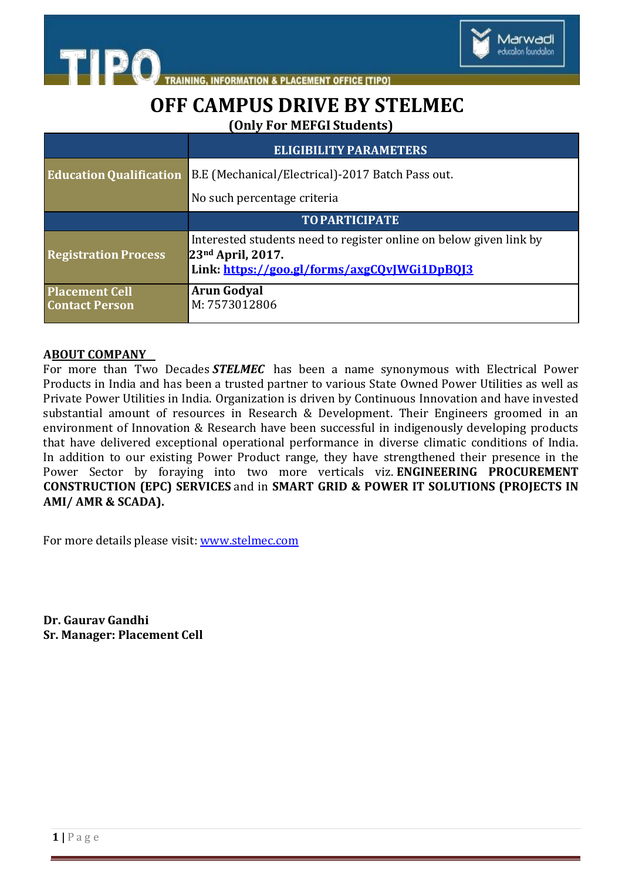# OFF CAMPUS DRIVE BY STELMEC

**(Only For MEFGI Students)**

| | |
|---|---|
| | **ELIGIBILITY PARAMETERS** |
| **Education Qualification** | B.E (Mechanical/Electrical)-2017 Batch Pass out.<br>No such percentage criteria |
| | **TO PARTICIPATE** |
| **Registration Process** | Interested students need to register online on below given link by **23rd April, 2017.**<br>**Link: https://goo.gl/forms/axgCQvJWGi1DpBQJ3** |
| **Placement Cell Contact Person** | **Arun Godyal**<br>M: 7573012806 |

## ABOUT COMPANY

For more than Two Decades ***STELMEC*** has been a name synonymous with Electrical Power Products in India and has been a trusted partner to various State Owned Power Utilities as well as Private Power Utilities in India. Organization is driven by Continuous Innovation and have invested substantial amount of resources in Research & Development. Their Engineers groomed in an environment of Innovation & Research have been successful in indigenously developing products that have delivered exceptional operational performance in diverse climatic conditions of India. In addition to our existing Power Product range, they have strengthened their presence in the Power Sector by foraying into two more verticals viz. **ENGINEERING PROCUREMENT CONSTRUCTION (EPC) SERVICES** and in **SMART GRID & POWER IT SOLUTIONS (PROJECTS IN AMI/ AMR & SCADA).**

For more details please visit: www.stelmec.com

**Dr. Gaurav Gandhi**
**Sr. Manager: Placement Cell**